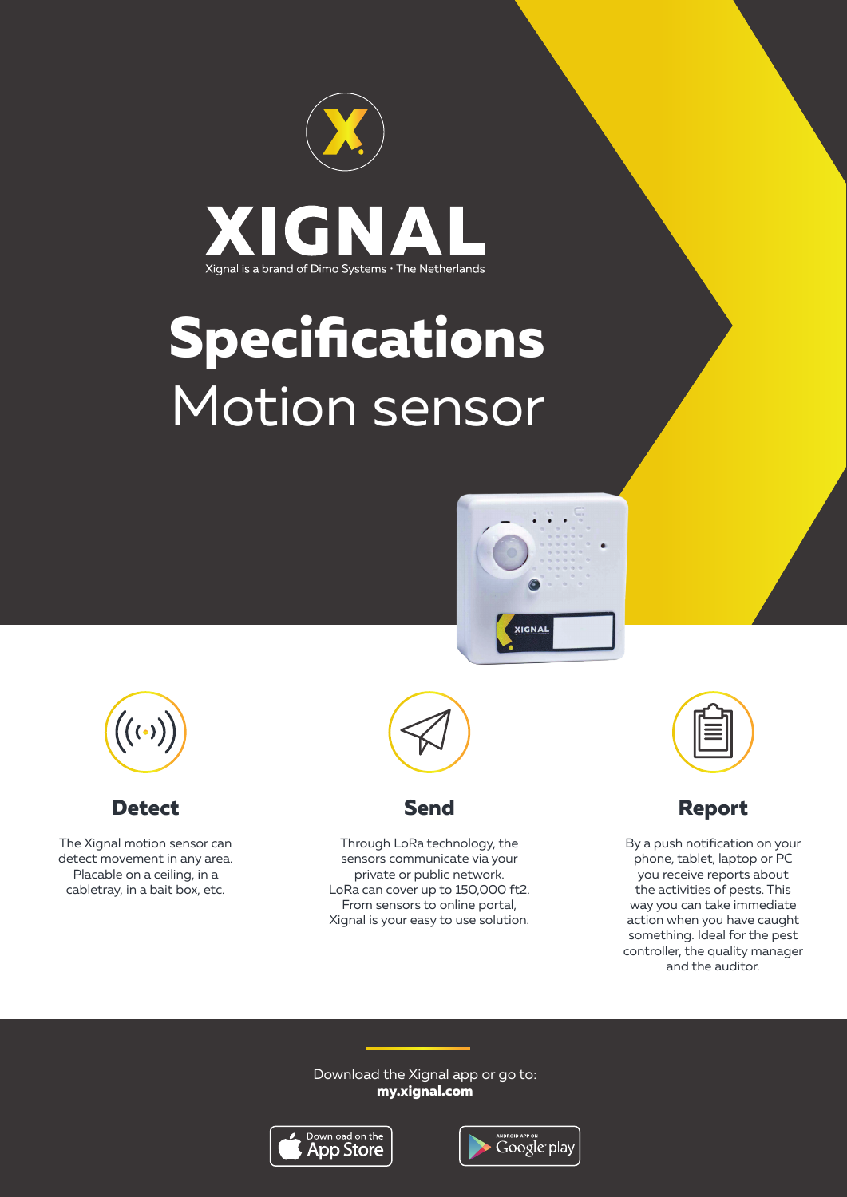# XIGNAL

Xignal is a brand of Dimo Systems · The Netherlands

# Specifications

## Motion sensor

### Detect

The Xignal motion sensor can detect movement in any area. Placable on a ceiling, in a cabletray, in a bait box, etc.

### Send

Through LoRa technology, the sensors communicate via your private or public network. LoRa can cover up to 150,000 ft2. From sensors to online portal, Xignal is your easy to use solution.

### Report

By a push notification on your phone, tablet, laptop or PC you receive reports about the activities of pests. This way you can take immediate action when you have caught something. Ideal for the pest controller, the quality manager and the auditor.

Download the Xignal app or go to:
**my.xignal.com**

Download on the App Store

Android App on Google play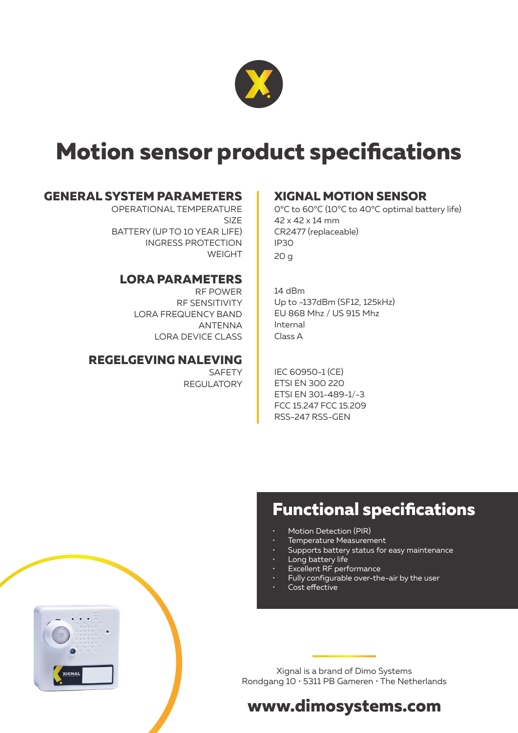# Motion sensor product specifications

| GENERAL SYSTEM PARAMETERS | XIGNAL MOTION SENSOR |
| --- | --- |
| OPERATIONAL TEMPERATURE | 0°C to 60°C (10°C to 40°C optimal battery life) |
| SIZE | 42 x 42 x 14 mm |
| BATTERY (UP TO 10 YEAR LIFE) | CR2477 (replaceable) |
| INGRESS PROTECTION | IP30 |
| WEIGHT | 20 g |
| **LORA PARAMETERS** | |
| RF POWER | 14 dBm |
| RF SENSITIVITY | Up to -137dBm (SF12, 125kHz) |
| LORA FREQUENCY BAND | EU 868 Mhz / US 915 Mhz |
| ANTENNA | Internal |
| LORA DEVICE CLASS | Class A |
| **REGELGEVING NALEVING** | |
| SAFETY | IEC 60950-1 (CE) |
| REGULATORY | ETSI EN 300 220<br>ETSI EN 301-489-1/-3<br>FCC 15.247 FCC 15.209<br>RSS-247 RSS-GEN |

## Functional specifications

- Motion Detection (PIR)
- Temperature Measurement
- Supports battery status for easy maintenance
- Long battery life
- Excellent RF performance
- Fully configurable over-the-air by the user
- Cost effective

Xignal is a brand of Dimo Systems
Rondgang 10 · 5311 PB Gameren · The Netherlands

**www.dimosystems.com**